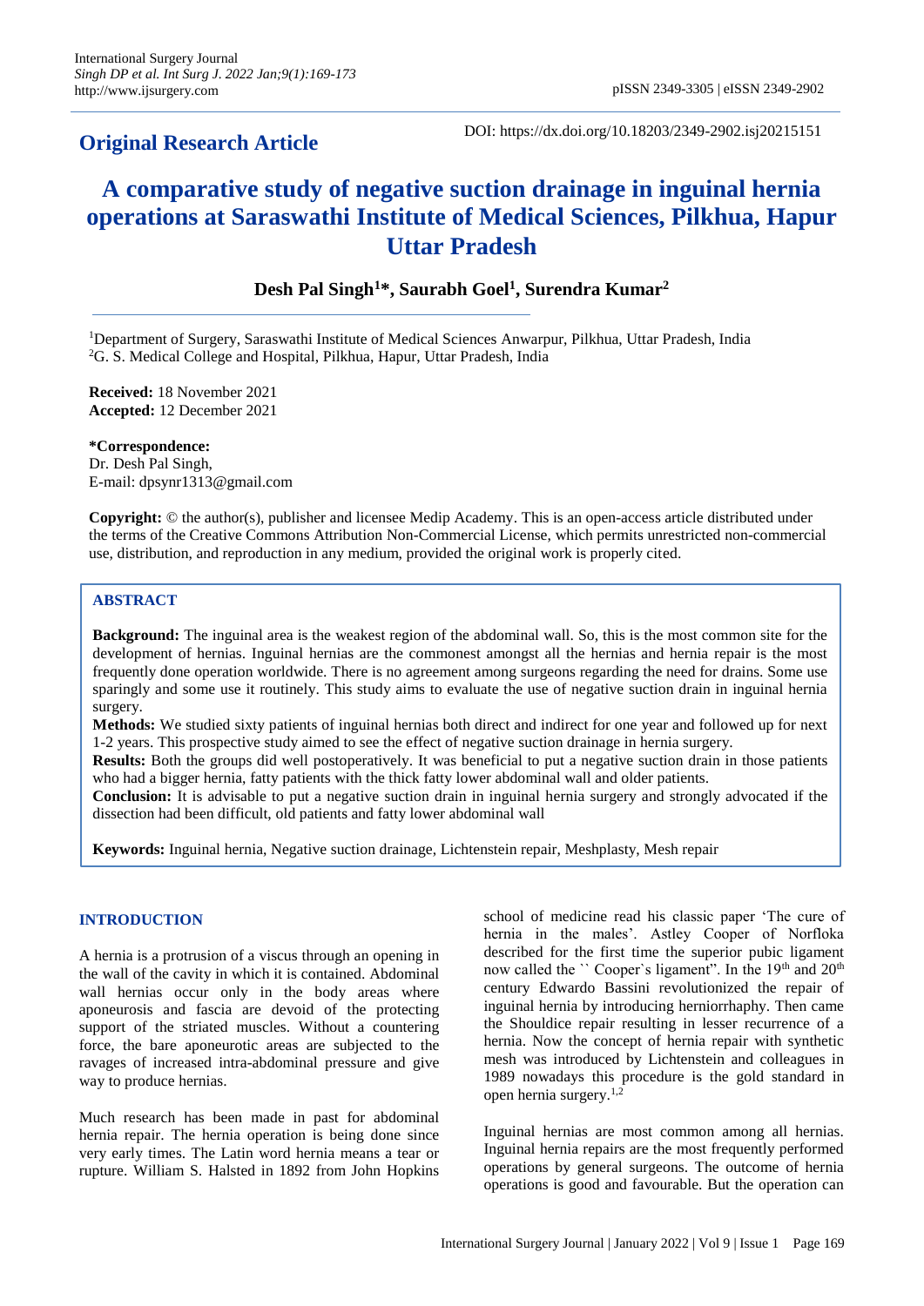**Original Research Article**

DOI: https://dx.doi.org/10.18203/2349-2902.isj20215151

# A comparative study of negative suction drainage in inguinal hernia operations at Saraswathi Institute of Medical Sciences, Pilkhua, Hapur Uttar Pradesh

**Desh Pal Singh[1]*, Saurabh Goel[1], Surendra Kumar[2]**

[1]Department of Surgery, Saraswathi Institute of Medical Sciences Anwarpur, Pilkhua, Uttar Pradesh, India
[2]G. S. Medical College and Hospital, Pilkhua, Hapur, Uttar Pradesh, India

**Received:** 18 November 2021
**Accepted:** 12 December 2021

***Correspondence:**
Dr. Desh Pal Singh,
E-mail: dpsynr1313@gmail.com

**Copyright:** © the author(s), publisher and licensee Medip Academy. This is an open-access article distributed under the terms of the Creative Commons Attribution Non-Commercial License, which permits unrestricted non-commercial use, distribution, and reproduction in any medium, provided the original work is properly cited.

## ABSTRACT

**Background:** The inguinal area is the weakest region of the abdominal wall. So, this is the most common site for the development of hernias. Inguinal hernias are the commonest amongst all the hernias and hernia repair is the most frequently done operation worldwide. There is no agreement among surgeons regarding the need for drains. Some use sparingly and some use it routinely. This study aims to evaluate the use of negative suction drain in inguinal hernia surgery.

**Methods:** We studied sixty patients of inguinal hernias both direct and indirect for one year and followed up for next 1-2 years. This prospective study aimed to see the effect of negative suction drainage in hernia surgery.

**Results:** Both the groups did well postoperatively. It was beneficial to put a negative suction drain in those patients who had a bigger hernia, fatty patients with the thick fatty lower abdominal wall and older patients.

**Conclusion:** It is advisable to put a negative suction drain in inguinal hernia surgery and strongly advocated if the dissection had been difficult, old patients and fatty lower abdominal wall

**Keywords:** Inguinal hernia, Negative suction drainage, Lichtenstein repair, Meshplasty, Mesh repair

## INTRODUCTION

A hernia is a protrusion of a viscus through an opening in the wall of the cavity in which it is contained. Abdominal wall hernias occur only in the body areas where aponeurosis and fascia are devoid of the protecting support of the striated muscles. Without a countering force, the bare aponeurotic areas are subjected to the ravages of increased intra-abdominal pressure and give way to produce hernias.

Much research has been made in past for abdominal hernia repair. The hernia operation is being done since very early times. The Latin word hernia means a tear or rupture. William S. Halsted in 1892 from John Hopkins school of medicine read his classic paper 'The cure of hernia in the males'. Astley Cooper of Norfloka described for the first time the superior pubic ligament now called the `` Cooper`s ligament". In the 19th and 20th century Edwardo Bassini revolutionized the repair of inguinal hernia by introducing herniorrhaphy. Then came the Shouldice repair resulting in lesser recurrence of a hernia. Now the concept of hernia repair with synthetic mesh was introduced by Lichtenstein and colleagues in 1989 nowadays this procedure is the gold standard in open hernia surgery.[1,2]

Inguinal hernias are most common among all hernias. Inguinal hernia repairs are the most frequently performed operations by general surgeons. The outcome of hernia operations is good and favourable. But the operation can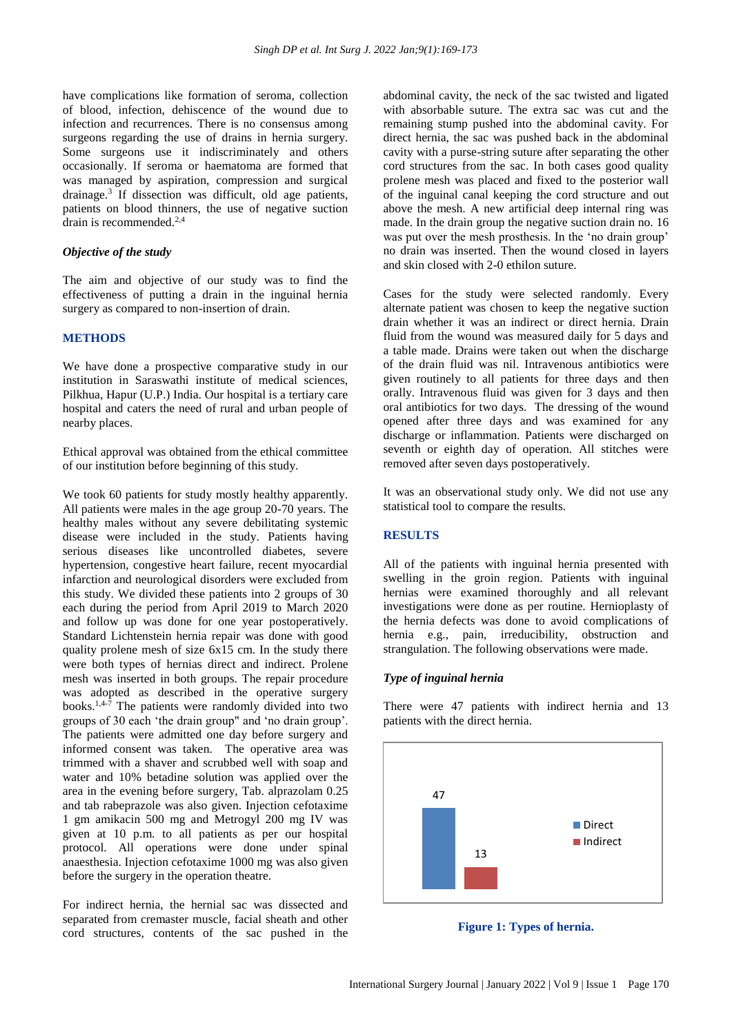have complications like formation of seroma, collection of blood, infection, dehiscence of the wound due to infection and recurrences. There is no consensus among surgeons regarding the use of drains in hernia surgery. Some surgeons use it indiscriminately and others occasionally. If seroma or haematoma are formed that was managed by aspiration, compression and surgical drainage.[3] If dissection was difficult, old age patients, patients on blood thinners, the use of negative suction drain is recommended.[2,4]

### *Objective of the study*

The aim and objective of our study was to find the effectiveness of putting a drain in the inguinal hernia surgery as compared to non-insertion of drain.

## METHODS

We have done a prospective comparative study in our institution in Saraswathi institute of medical sciences, Pilkhua, Hapur (U.P.) India. Our hospital is a tertiary care hospital and caters the need of rural and urban people of nearby places.

Ethical approval was obtained from the ethical committee of our institution before beginning of this study.

We took 60 patients for study mostly healthy apparently. All patients were males in the age group 20-70 years. The healthy males without any severe debilitating systemic disease were included in the study. Patients having serious diseases like uncontrolled diabetes, severe hypertension, congestive heart failure, recent myocardial infarction and neurological disorders were excluded from this study. We divided these patients into 2 groups of 30 each during the period from April 2019 to March 2020 and follow up was done for one year postoperatively. Standard Lichtenstein hernia repair was done with good quality prolene mesh of size 6x15 cm. In the study there were both types of hernias direct and indirect. Prolene mesh was inserted in both groups. The repair procedure was adopted as described in the operative surgery books.[1,4-7] The patients were randomly divided into two groups of 30 each 'the drain group" and 'no drain group'. The patients were admitted one day before surgery and informed consent was taken. The operative area was trimmed with a shaver and scrubbed well with soap and water and 10% betadine solution was applied over the area in the evening before surgery, Tab. alprazolam 0.25 and tab rabeprazole was also given. Injection cefotaxime 1 gm amikacin 500 mg and Metrogyl 200 mg IV was given at 10 p.m. to all patients as per our hospital protocol. All operations were done under spinal anaesthesia. Injection cefotaxime 1000 mg was also given before the surgery in the operation theatre.

For indirect hernia, the hernial sac was dissected and separated from cremaster muscle, facial sheath and other cord structures, contents of the sac pushed in the abdominal cavity, the neck of the sac twisted and ligated with absorbable suture. The extra sac was cut and the remaining stump pushed into the abdominal cavity. For direct hernia, the sac was pushed back in the abdominal cavity with a purse-string suture after separating the other cord structures from the sac. In both cases good quality prolene mesh was placed and fixed to the posterior wall of the inguinal canal keeping the cord structure and out above the mesh. A new artificial deep internal ring was made. In the drain group the negative suction drain no. 16 was put over the mesh prosthesis. In the 'no drain group' no drain was inserted. Then the wound closed in layers and skin closed with 2-0 ethilon suture.

Cases for the study were selected randomly. Every alternate patient was chosen to keep the negative suction drain whether it was an indirect or direct hernia. Drain fluid from the wound was measured daily for 5 days and a table made. Drains were taken out when the discharge of the drain fluid was nil. Intravenous antibiotics were given routinely to all patients for three days and then orally. Intravenous fluid was given for 3 days and then oral antibiotics for two days. The dressing of the wound opened after three days and was examined for any discharge or inflammation. Patients were discharged on seventh or eighth day of operation. All stitches were removed after seven days postoperatively.

It was an observational study only. We did not use any statistical tool to compare the results.

## RESULTS

All of the patients with inguinal hernia presented with swelling in the groin region. Patients with inguinal hernias were examined thoroughly and all relevant investigations were done as per routine. Hernioplasty of the hernia defects was done to avoid complications of hernia e.g., pain, irreducibility, obstruction and strangulation. The following observations were made.

### *Type of inguinal hernia*

There were 47 patients with indirect hernia and 13 patients with the direct hernia.

| Direct | Indirect |
|---|---|
| 47 | 13 |

**Figure 1: Types of hernia.**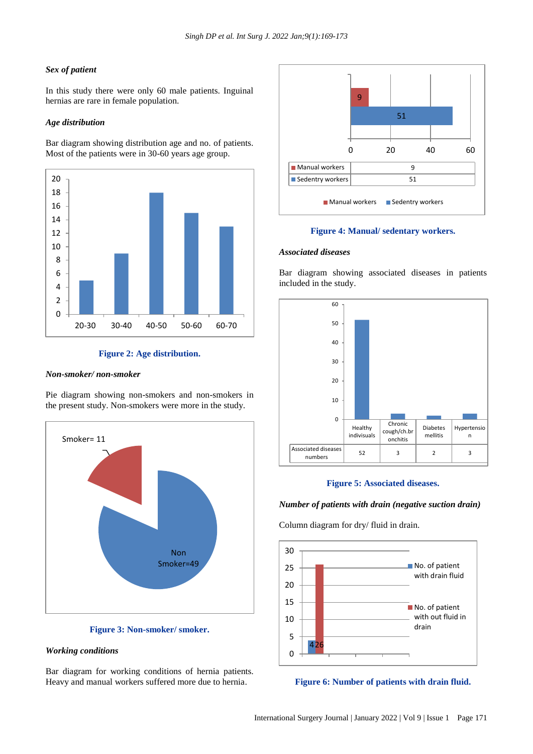*Sex of patient*

In this study there were only 60 male patients. Inguinal hernias are rare in female population.

*Age distribution*

Bar diagram showing distribution age and no. of patients. Most of the patients were in 30-60 years age group.

**Figure 2: Age distribution.**

*Non-smoker/ non-smoker*

Pie diagram showing non-smokers and non-smokers in the present study. Non-smokers were more in the study.

**Figure 3: Non-smoker/ smoker.**

*Working conditions*

Bar diagram for working conditions of hernia patients. Heavy and manual workers suffered more due to hernia.

| | |
|---|---|
| Manual workers | 9 |
| Sedentry workers | 51 |

**Figure 4: Manual/ sedentary workers.**

*Associated diseases*

Bar diagram showing associated diseases in patients included in the study.

| | Healthy indivisuals | Chronic cough/ch.bronchitis | Diabetes mellitis | Hypertension |
|---|---|---|---|---|
| Associated diseases numbers | 52 | 3 | 2 | 3 |

**Figure 5: Associated diseases.**

*Number of patients with drain (negative suction drain)*

Column diagram for dry/ fluid in drain.

**Figure 6: Number of patients with drain fluid.**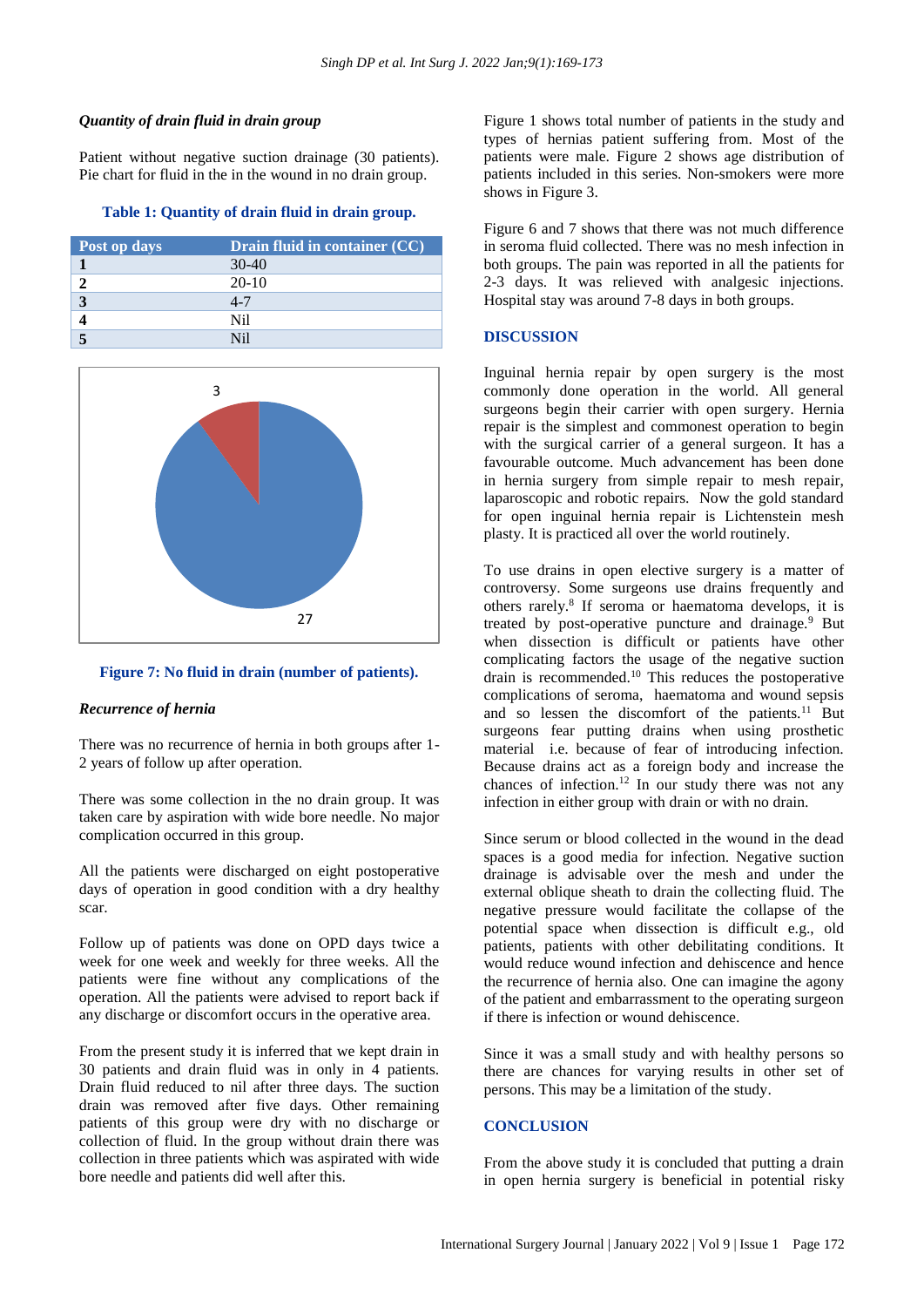### *Quantity of drain fluid in drain group*

Patient without negative suction drainage (30 patients). Pie chart for fluid in the in the wound in no drain group.

**Table 1: Quantity of drain fluid in drain group.**

| Post op days | Drain fluid in container (CC) |
|---|---|
| **1** | 30-40 |
| **2** | 20-10 |
| **3** | 4-7 |
| **4** | Nil |
| **5** | Nil |

**Figure 7: No fluid in drain (number of patients).**

### *Recurrence of hernia*

There was no recurrence of hernia in both groups after 1-2 years of follow up after operation.

There was some collection in the no drain group. It was taken care by aspiration with wide bore needle. No major complication occurred in this group.

All the patients were discharged on eight postoperative days of operation in good condition with a dry healthy scar.

Follow up of patients was done on OPD days twice a week for one week and weekly for three weeks. All the patients were fine without any complications of the operation. All the patients were advised to report back if any discharge or discomfort occurs in the operative area.

From the present study it is inferred that we kept drain in 30 patients and drain fluid was in only in 4 patients. Drain fluid reduced to nil after three days. The suction drain was removed after five days. Other remaining patients of this group were dry with no discharge or collection of fluid. In the group without drain there was collection in three patients which was aspirated with wide bore needle and patients did well after this.

Figure 1 shows total number of patients in the study and types of hernias patient suffering from. Most of the patients were male. Figure 2 shows age distribution of patients included in this series. Non-smokers were more shows in Figure 3.

Figure 6 and 7 shows that there was not much difference in seroma fluid collected. There was no mesh infection in both groups. The pain was reported in all the patients for 2-3 days. It was relieved with analgesic injections. Hospital stay was around 7-8 days in both groups.

## DISCUSSION

Inguinal hernia repair by open surgery is the most commonly done operation in the world. All general surgeons begin their carrier with open surgery. Hernia repair is the simplest and commonest operation to begin with the surgical carrier of a general surgeon. It has a favourable outcome. Much advancement has been done in hernia surgery from simple repair to mesh repair, laparoscopic and robotic repairs. Now the gold standard for open inguinal hernia repair is Lichtenstein mesh plasty. It is practiced all over the world routinely.

To use drains in open elective surgery is a matter of controversy. Some surgeons use drains frequently and others rarely.[8] If seroma or haematoma develops, it is treated by post-operative puncture and drainage.[9] But when dissection is difficult or patients have other complicating factors the usage of the negative suction drain is recommended.[10] This reduces the postoperative complications of seroma, haematoma and wound sepsis and so lessen the discomfort of the patients.[11] But surgeons fear putting drains when using prosthetic material i.e. because of fear of introducing infection. Because drains act as a foreign body and increase the chances of infection.[12] In our study there was not any infection in either group with drain or with no drain.

Since serum or blood collected in the wound in the dead spaces is a good media for infection. Negative suction drainage is advisable over the mesh and under the external oblique sheath to drain the collecting fluid. The negative pressure would facilitate the collapse of the potential space when dissection is difficult e.g., old patients, patients with other debilitating conditions. It would reduce wound infection and dehiscence and hence the recurrence of hernia also. One can imagine the agony of the patient and embarrassment to the operating surgeon if there is infection or wound dehiscence.

Since it was a small study and with healthy persons so there are chances for varying results in other set of persons. This may be a limitation of the study.

## CONCLUSION

From the above study it is concluded that putting a drain in open hernia surgery is beneficial in potential risky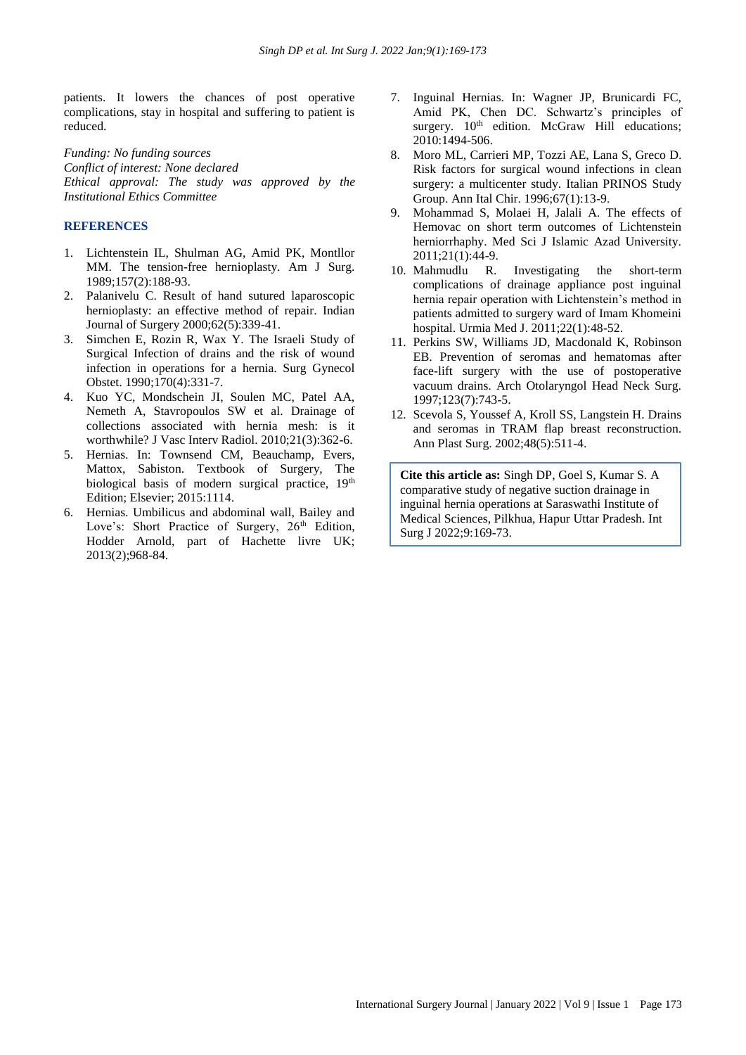patients. It lowers the chances of post operative complications, stay in hospital and suffering to patient is reduced.

*Funding: No funding sources*
*Conflict of interest: None declared*
*Ethical approval: The study was approved by the Institutional Ethics Committee*

## REFERENCES

1. Lichtenstein IL, Shulman AG, Amid PK, Montllor MM. The tension-free hernioplasty. Am J Surg. 1989;157(2):188-93.
2. Palanivelu C. Result of hand sutured laparoscopic hernioplasty: an effective method of repair. Indian Journal of Surgery 2000;62(5):339-41.
3. Simchen E, Rozin R, Wax Y. The Israeli Study of Surgical Infection of drains and the risk of wound infection in operations for a hernia. Surg Gynecol Obstet. 1990;170(4):331-7.
4. Kuo YC, Mondschein JI, Soulen MC, Patel AA, Nemeth A, Stavropoulos SW et al. Drainage of collections associated with hernia mesh: is it worthwhile? J Vasc Interv Radiol. 2010;21(3):362-6.
5. Hernias. In: Townsend CM, Beauchamp, Evers, Mattox, Sabiston. Textbook of Surgery, The biological basis of modern surgical practice, 19th Edition; Elsevier; 2015:1114.
6. Hernias. Umbilicus and abdominal wall, Bailey and Love's: Short Practice of Surgery, 26th Edition, Hodder Arnold, part of Hachette livre UK; 2013(2);968-84.
7. Inguinal Hernias. In: Wagner JP, Brunicardi FC, Amid PK, Chen DC. Schwartz's principles of surgery. 10th edition. McGraw Hill educations; 2010:1494-506.
8. Moro ML, Carrieri MP, Tozzi AE, Lana S, Greco D. Risk factors for surgical wound infections in clean surgery: a multicenter study. Italian PRINOS Study Group. Ann Ital Chir. 1996;67(1):13-9.
9. Mohammad S, Molaei H, Jalali A. The effects of Hemovac on short term outcomes of Lichtenstein herniorrhaphy. Med Sci J Islamic Azad University. 2011;21(1):44-9.
10. Mahmudlu R. Investigating the short-term complications of drainage appliance post inguinal hernia repair operation with Lichtenstein's method in patients admitted to surgery ward of Imam Khomeini hospital. Urmia Med J. 2011;22(1):48-52.
11. Perkins SW, Williams JD, Macdonald K, Robinson EB. Prevention of seromas and hematomas after face-lift surgery with the use of postoperative vacuum drains. Arch Otolaryngol Head Neck Surg. 1997;123(7):743-5.
12. Scevola S, Youssef A, Kroll SS, Langstein H. Drains and seromas in TRAM flap breast reconstruction. Ann Plast Surg. 2002;48(5):511-4.

**Cite this article as:** Singh DP, Goel S, Kumar S. A comparative study of negative suction drainage in inguinal hernia operations at Saraswathi Institute of Medical Sciences, Pilkhua, Hapur Uttar Pradesh. Int Surg J 2022;9:169-73.